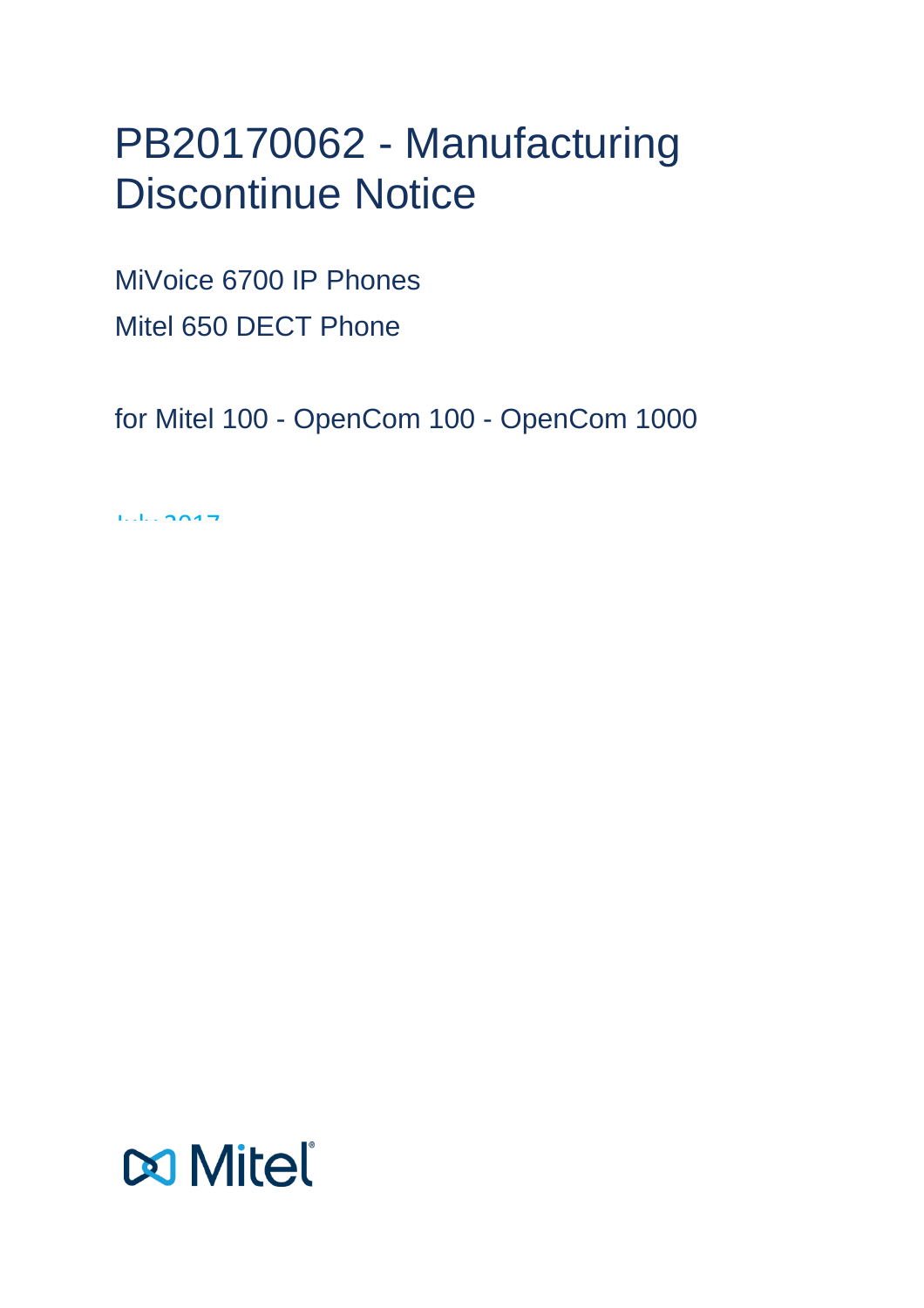# PB20170062 - Manufacturing Discontinue Notice

MiVoice 6700 IP Phones

Mitel 650 DECT Phone

for Mitel 100 - OpenCom 100 - OpenCom 1000

July 2017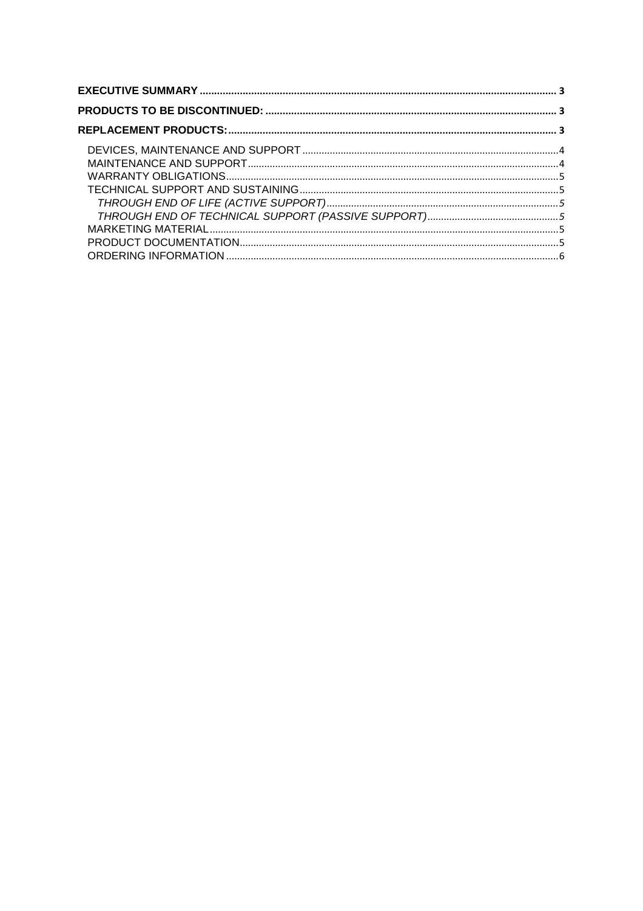**EXECUTIVE SUMMARY** .......... 3

**PRODUCTS TO BE DISCONTINUED:** .......... 3

**REPLACEMENT PRODUCTS:** .......... 3

- DEVICES, MAINTENANCE AND SUPPORT .......... 4
- MAINTENANCE AND SUPPORT .......... 4
- WARRANTY OBLIGATIONS .......... 5
- TECHNICAL SUPPORT AND SUSTAINING .......... 5
  - *THROUGH END OF LIFE (ACTIVE SUPPORT)* .......... 5
  - *THROUGH END OF TECHNICAL SUPPORT (PASSIVE SUPPORT)* .......... 5
- MARKETING MATERIAL .......... 5
- PRODUCT DOCUMENTATION .......... 5
- ORDERING INFORMATION .......... 6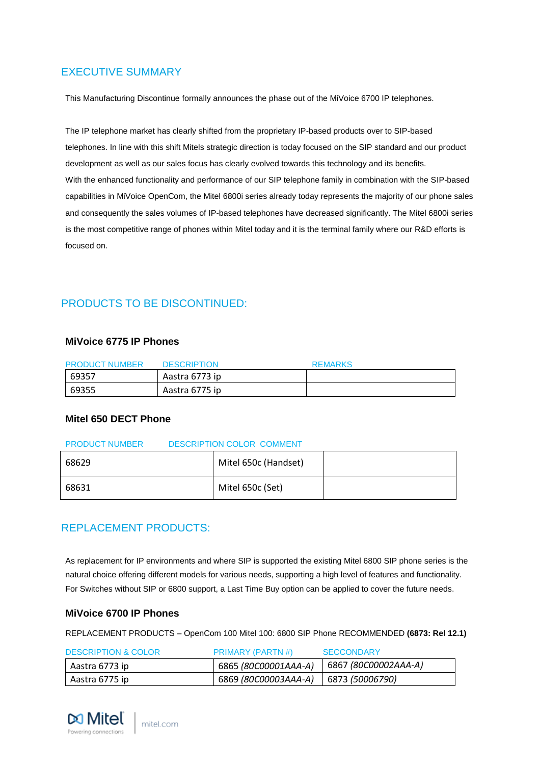## EXECUTIVE SUMMARY

This Manufacturing Discontinue formally announces the phase out of the MiVoice 6700 IP telephones.

The IP telephone market has clearly shifted from the proprietary IP-based products over to SIP-based telephones. In line with this shift Mitels strategic direction is today focused on the SIP standard and our product development as well as our sales focus has clearly evolved towards this technology and its benefits.
With the enhanced functionality and performance of our SIP telephone family in combination with the SIP-based capabilities in MiVoice OpenCom, the Mitel 6800i series already today represents the majority of our phone sales and consequently the sales volumes of IP-based telephones have decreased significantly. The Mitel 6800i series is the most competitive range of phones within Mitel today and it is the terminal family where our R&D efforts is focused on.

## PRODUCTS TO BE DISCONTINUED:

### MiVoice 6775 IP Phones

| PRODUCT NUMBER | DESCRIPTION | REMARKS |
| --- | --- | --- |
| 69357 | Aastra 6773 ip | |
| 69355 | Aastra 6775 ip | |

### Mitel 650 DECT Phone

| PRODUCT NUMBER | DESCRIPTION COLOR | COMMENT |
| --- | --- | --- |
| 68629 | Mitel 650c (Handset) | |
| 68631 | Mitel 650c (Set) | |

## REPLACEMENT PRODUCTS:

As replacement for IP environments and where SIP is supported the existing Mitel 6800 SIP phone series is the natural choice offering different models for various needs, supporting a high level of features and functionality. For Switches without SIP or 6800 support, a Last Time Buy option can be applied to cover the future needs.

### MiVoice 6700 IP Phones

REPLACEMENT PRODUCTS – OpenCom 100 Mitel 100: 6800 SIP Phone RECOMMENDED **(6873: Rel 12.1)**

| DESCRIPTION & COLOR | PRIMARY (PARTN #) | SECCONDARY |
| --- | --- | --- |
| Aastra 6773 ip | 6865 *(80C00001AAA-A)* | 6867 *(80C00002AAA-A)* |
| Aastra 6775 ip | 6869 *(80C00003AAA-A)* | 6873 *(50006790)* |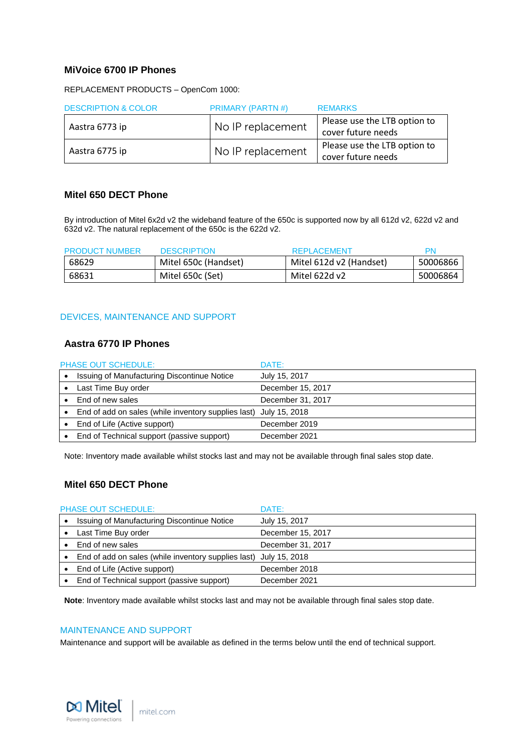### MiVoice 6700 IP Phones

REPLACEMENT PRODUCTS – OpenCom 1000:

| DESCRIPTION & COLOR | PRIMARY (PARTN #) | REMARKS |
|---|---|---|
| Aastra 6773 ip | No IP replacement | Please use the LTB option to cover future needs |
| Aastra 6775 ip | No IP replacement | Please use the LTB option to cover future needs |

### Mitel 650 DECT Phone

By introduction of Mitel 6x2d v2 the wideband feature of the 650c is supported now by all 612d v2, 622d v2 and 632d v2. The natural replacement of the 650c is the 622d v2.

| PRODUCT NUMBER | DESCRIPTION | REPLACEMENT | PN |
|---|---|---|---|
| 68629 | Mitel 650c (Handset) | Mitel 612d v2 (Handset) | 50006866 |
| 68631 | Mitel 650c (Set) | Mitel 622d v2 | 50006864 |

## DEVICES, MAINTENANCE AND SUPPORT

### Aastra 6770 IP Phones

| PHASE OUT SCHEDULE: | DATE: |
|---|---|
| • Issuing of Manufacturing Discontinue Notice | July 15, 2017 |
| • Last Time Buy order | December 15, 2017 |
| • End of new sales | December 31, 2017 |
| • End of add on sales (while inventory supplies last) | July 15, 2018 |
| • End of Life (Active support) | December 2019 |
| • End of Technical support (passive support) | December 2021 |

Note: Inventory made available whilst stocks last and may not be available through final sales stop date.

### Mitel 650 DECT Phone

| PHASE OUT SCHEDULE: | DATE: |
|---|---|
| • Issuing of Manufacturing Discontinue Notice | July 15, 2017 |
| • Last Time Buy order | December 15, 2017 |
| • End of new sales | December 31, 2017 |
| • End of add on sales (while inventory supplies last) | July 15, 2018 |
| • End of Life (Active support) | December 2018 |
| • End of Technical support (passive support) | December 2021 |

**Note**: Inventory made available whilst stocks last and may not be available through final sales stop date.

## MAINTENANCE AND SUPPORT

Maintenance and support will be available as defined in the terms below until the end of technical support.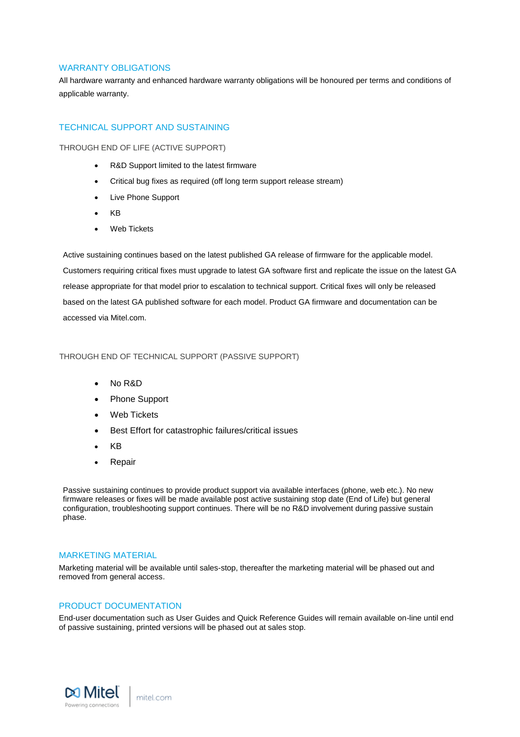## WARRANTY OBLIGATIONS

All hardware warranty and enhanced hardware warranty obligations will be honoured per terms and conditions of applicable warranty.

## TECHNICAL SUPPORT AND SUSTAINING

### THROUGH END OF LIFE (ACTIVE SUPPORT)

- R&D Support limited to the latest firmware
- Critical bug fixes as required (off long term support release stream)
- Live Phone Support
- KB
- Web Tickets

Active sustaining continues based on the latest published GA release of firmware for the applicable model. Customers requiring critical fixes must upgrade to latest GA software first and replicate the issue on the latest GA release appropriate for that model prior to escalation to technical support. Critical fixes will only be released based on the latest GA published software for each model. Product GA firmware and documentation can be accessed via Mitel.com.

### THROUGH END OF TECHNICAL SUPPORT (PASSIVE SUPPORT)

- No R&D
- Phone Support
- Web Tickets
- Best Effort for catastrophic failures/critical issues
- KB
- Repair

Passive sustaining continues to provide product support via available interfaces (phone, web etc.). No new firmware releases or fixes will be made available post active sustaining stop date (End of Life) but general configuration, troubleshooting support continues. There will be no R&D involvement during passive sustain phase.

## MARKETING MATERIAL

Marketing material will be available until sales-stop, thereafter the marketing material will be phased out and removed from general access.

## PRODUCT DOCUMENTATION

End-user documentation such as User Guides and Quick Reference Guides will remain available on-line until end of passive sustaining, printed versions will be phased out at sales stop.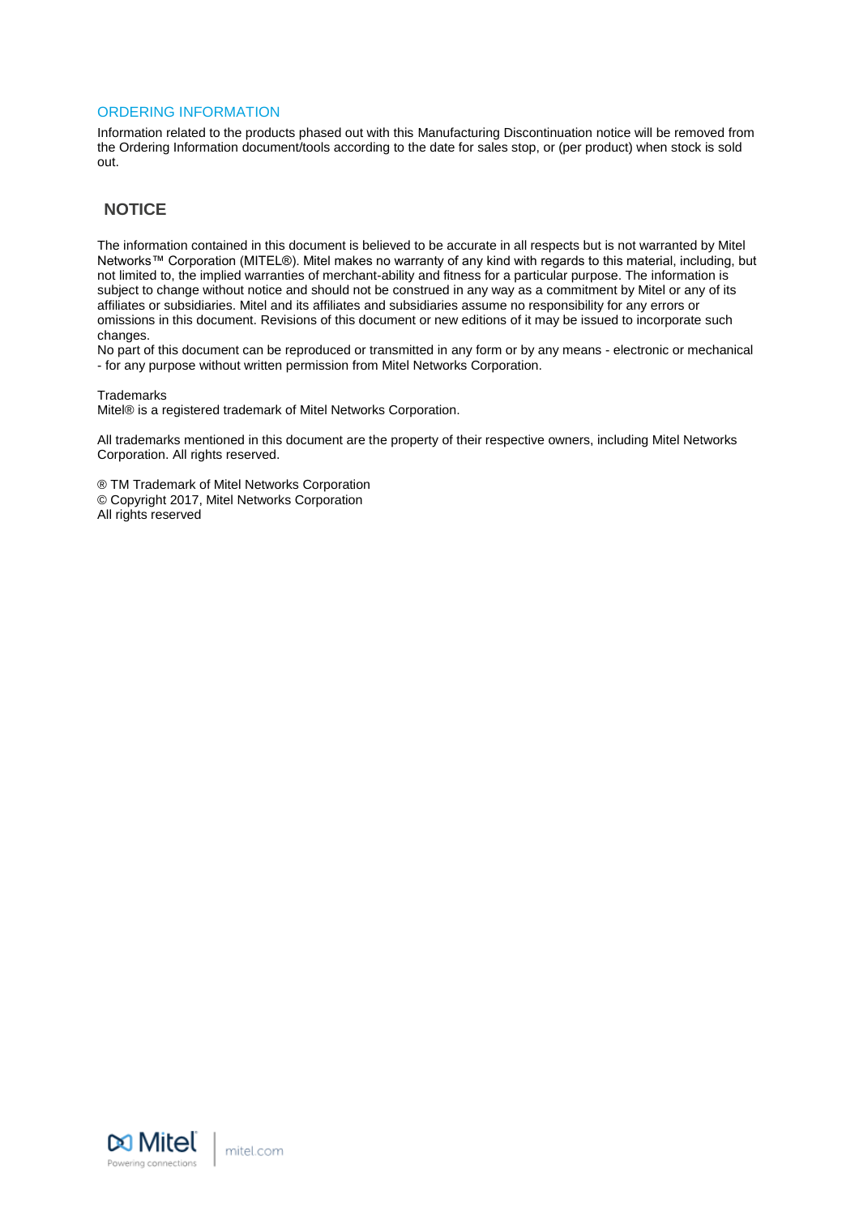## ORDERING INFORMATION

Information related to the products phased out with this Manufacturing Discontinuation notice will be removed from the Ordering Information document/tools according to the date for sales stop, or (per product) when stock is sold out.

## NOTICE

The information contained in this document is believed to be accurate in all respects but is not warranted by Mitel Networks™ Corporation (MITEL®). Mitel makes no warranty of any kind with regards to this material, including, but not limited to, the implied warranties of merchant-ability and fitness for a particular purpose. The information is subject to change without notice and should not be construed in any way as a commitment by Mitel or any of its affiliates or subsidiaries. Mitel and its affiliates and subsidiaries assume no responsibility for any errors or omissions in this document. Revisions of this document or new editions of it may be issued to incorporate such changes.
No part of this document can be reproduced or transmitted in any form or by any means - electronic or mechanical - for any purpose without written permission from Mitel Networks Corporation.

Trademarks
Mitel® is a registered trademark of Mitel Networks Corporation.

All trademarks mentioned in this document are the property of their respective owners, including Mitel Networks Corporation. All rights reserved.

® TM Trademark of Mitel Networks Corporation
© Copyright 2017, Mitel Networks Corporation
All rights reserved

Mitel
Powering connections
mitel.com